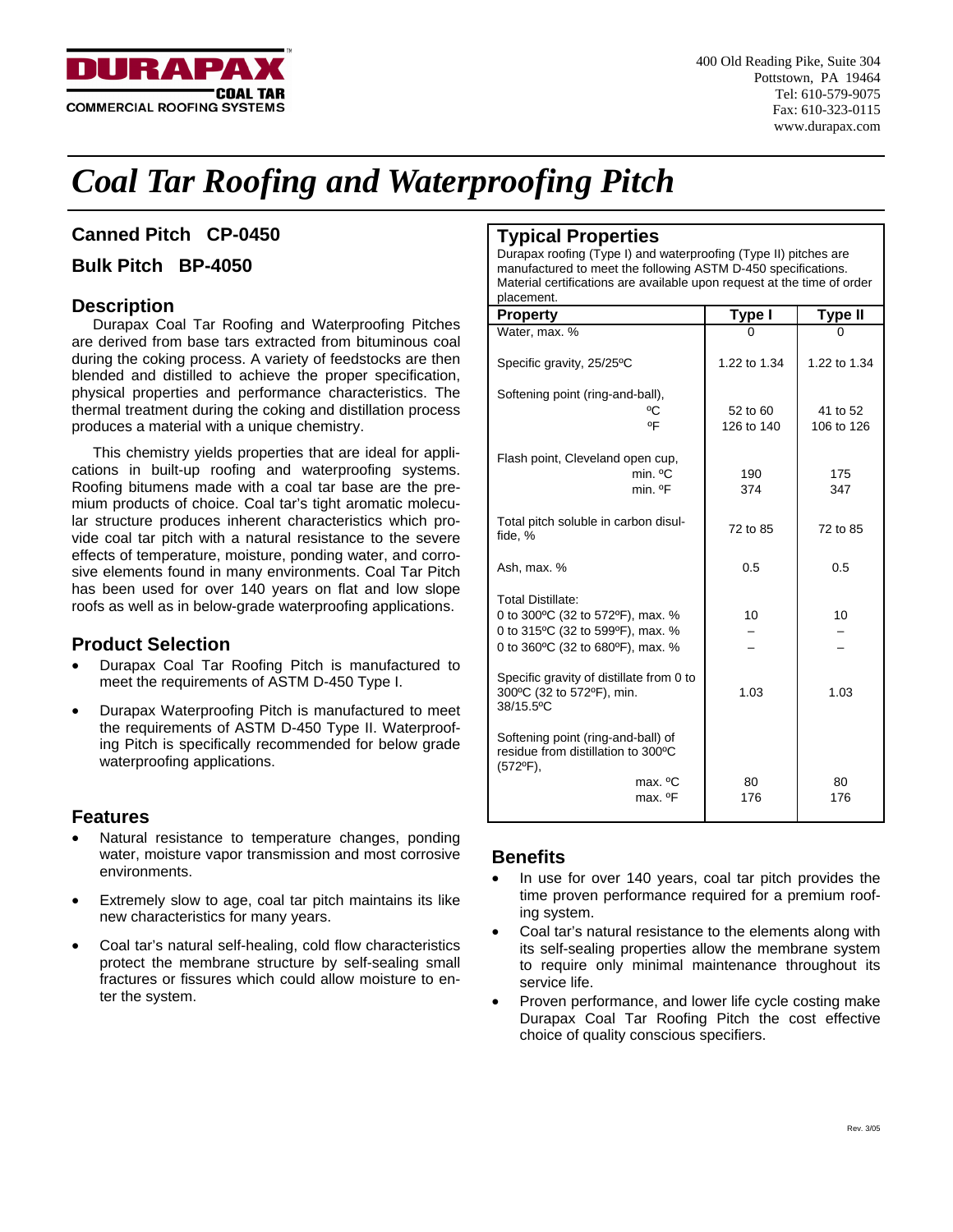DURAPAX COAL TAR
COMMERCIAL ROOFING SYSTEMS

400 Old Reading Pike, Suite 304
Pottstown, PA 19464
Tel: 610-579-9075
Fax: 610-323-0115
www.durapax.com

# *Coal Tar Roofing and Waterproofing Pitch*

### Canned Pitch CP-0450

### Bulk Pitch BP-4050

## Description

Durapax Coal Tar Roofing and Waterproofing Pitches are derived from base tars extracted from bituminous coal during the coking process. A variety of feedstocks are then blended and distilled to achieve the proper specification, physical properties and performance characteristics. The thermal treatment during the coking and distillation process produces a material with a unique chemistry.

This chemistry yields properties that are ideal for applications in built-up roofing and waterproofing systems. Roofing bitumens made with a coal tar base are the premium products of choice. Coal tar's tight aromatic molecular structure produces inherent characteristics which provide coal tar pitch with a natural resistance to the severe effects of temperature, moisture, ponding water, and corrosive elements found in many environments. Coal Tar Pitch has been used for over 140 years on flat and low slope roofs as well as in below-grade waterproofing applications.

## Product Selection

- Durapax Coal Tar Roofing Pitch is manufactured to meet the requirements of ASTM D-450 Type I.
- Durapax Waterproofing Pitch is manufactured to meet the requirements of ASTM D-450 Type II. Waterproofing Pitch is specifically recommended for below grade waterproofing applications.

## Features

- Natural resistance to temperature changes, ponding water, moisture vapor transmission and most corrosive environments.
- Extremely slow to age, coal tar pitch maintains its like new characteristics for many years.
- Coal tar's natural self-healing, cold flow characteristics protect the membrane structure by self-sealing small fractures or fissures which could allow moisture to enter the system.

## Typical Properties

Durapax roofing (Type I) and waterproofing (Type II) pitches are manufactured to meet the following ASTM D-450 specifications. Material certifications are available upon request at the time of order placement.

| Property | Type I | Type II |
|---|---|---|
| Water, max. % | 0 | 0 |
| Specific gravity, 25/25ºC | 1.22 to 1.34 | 1.22 to 1.34 |
| Softening point (ring-and-ball), ºC | 52 to 60 | 41 to 52 |
| Softening point (ring-and-ball), ºF | 126 to 140 | 106 to 126 |
| Flash point, Cleveland open cup, min. ºC | 190 | 175 |
| Flash point, Cleveland open cup, min. ºF | 374 | 347 |
| Total pitch soluble in carbon disulfide, % | 72 to 85 | 72 to 85 |
| Ash, max. % | 0.5 | 0.5 |
| Total Distillate: 0 to 300ºC (32 to 572ºF), max. % | 10 | 10 |
| 0 to 315ºC (32 to 599ºF), max. % | – | – |
| 0 to 360ºC (32 to 680ºF), max. % | – | – |
| Specific gravity of distillate from 0 to 300ºC (32 to 572ºF), min. 38/15.5ºC | 1.03 | 1.03 |
| Softening point (ring-and-ball) of residue from distillation to 300ºC (572ºF), max. ºC | 80 | 80 |
| Softening point (ring-and-ball) of residue from distillation to 300ºC (572ºF), max. ºF | 176 | 176 |

## Benefits

- In use for over 140 years, coal tar pitch provides the time proven performance required for a premium roofing system.
- Coal tar's natural resistance to the elements along with its self-sealing properties allow the membrane system to require only minimal maintenance throughout its service life.
- Proven performance, and lower life cycle costing make Durapax Coal Tar Roofing Pitch the cost effective choice of quality conscious specifiers.

Rev. 3/05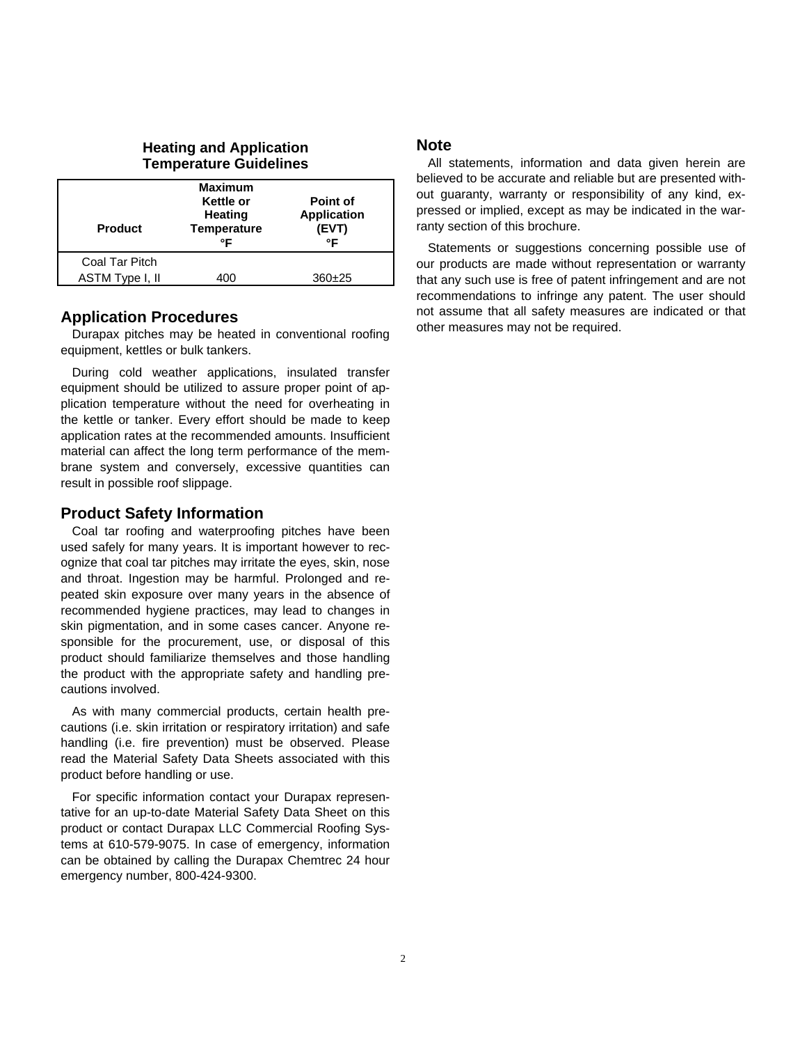**Heating and Application Temperature Guidelines**

| Product | Maximum Kettle or Heating Temperature °F | Point of Application (EVT) °F |
|---|---|---|
| Coal Tar Pitch ASTM Type I, II | 400 | 360±25 |

## Application Procedures

Durapax pitches may be heated in conventional roofing equipment, kettles or bulk tankers.

During cold weather applications, insulated transfer equipment should be utilized to assure proper point of application temperature without the need for overheating in the kettle or tanker. Every effort should be made to keep application rates at the recommended amounts. Insufficient material can affect the long term performance of the membrane system and conversely, excessive quantities can result in possible roof slippage.

## Product Safety Information

Coal tar roofing and waterproofing pitches have been used safely for many years. It is important however to recognize that coal tar pitches may irritate the eyes, skin, nose and throat. Ingestion may be harmful. Prolonged and repeated skin exposure over many years in the absence of recommended hygiene practices, may lead to changes in skin pigmentation, and in some cases cancer. Anyone responsible for the procurement, use, or disposal of this product should familiarize themselves and those handling the product with the appropriate safety and handling precautions involved.

As with many commercial products, certain health precautions (i.e. skin irritation or respiratory irritation) and safe handling (i.e. fire prevention) must be observed. Please read the Material Safety Data Sheets associated with this product before handling or use.

For specific information contact your Durapax representative for an up-to-date Material Safety Data Sheet on this product or contact Durapax LLC Commercial Roofing Systems at 610-579-9075. In case of emergency, information can be obtained by calling the Durapax Chemtrec 24 hour emergency number, 800-424-9300.

## Note

All statements, information and data given herein are believed to be accurate and reliable but are presented without guaranty, warranty or responsibility of any kind, expressed or implied, except as may be indicated in the warranty section of this brochure.

Statements or suggestions concerning possible use of our products are made without representation or warranty that any such use is free of patent infringement and are not recommendations to infringe any patent. The user should not assume that all safety measures are indicated or that other measures may not be required.